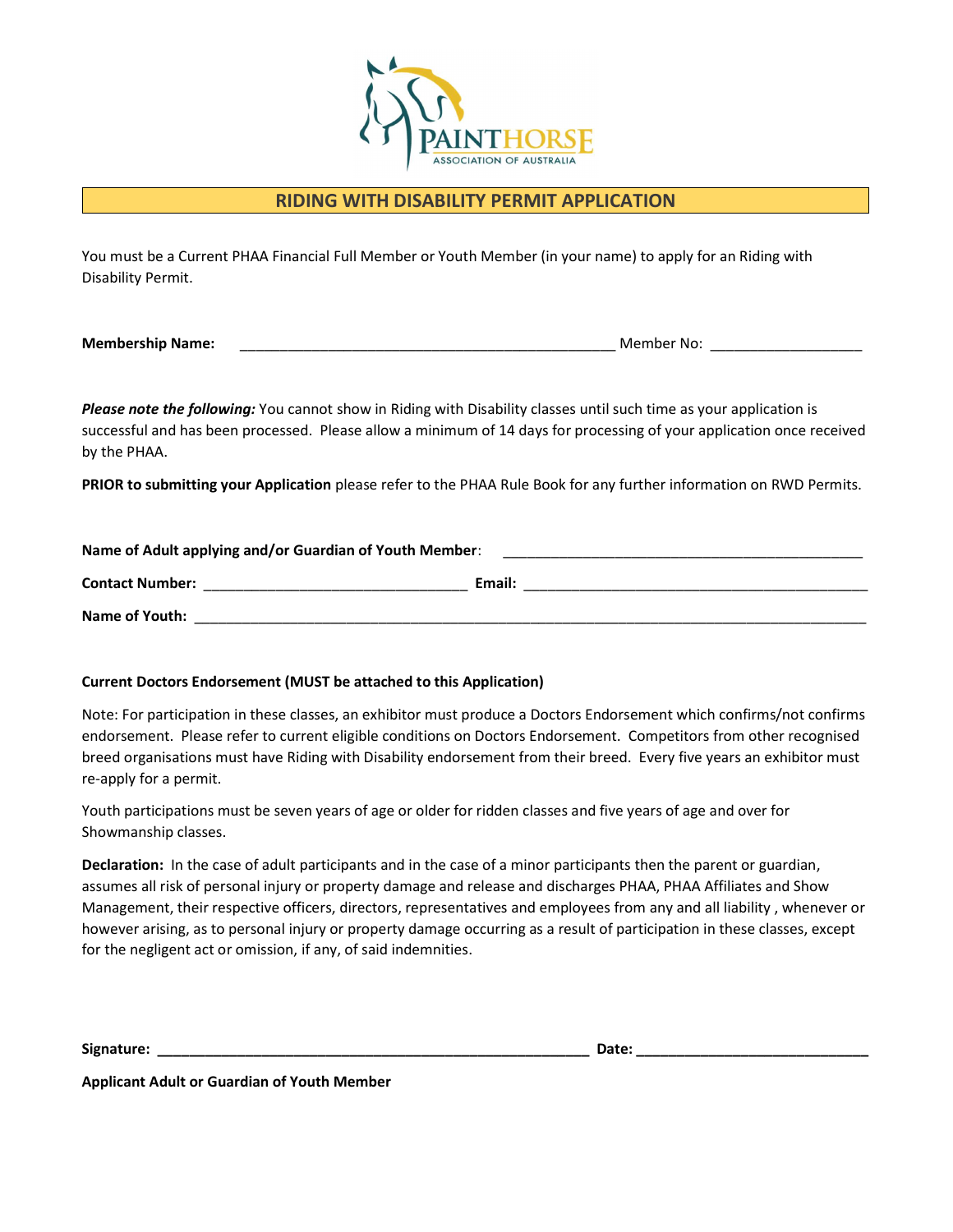PAINTHORSE
ASSOCIATION OF AUSTRALIA

# RIDING WITH DISABILITY PERMIT APPLICATION

You must be a Current PHAA Financial Full Member or Youth Member (in your name) to apply for an Riding with Disability Permit.

**Membership Name:** _______________________________________________ Member No: ___________________

***Please note the following:*** You cannot show in Riding with Disability classes until such time as your application is successful and has been processed. Please allow a minimum of 14 days for processing of your application once received by the PHAA.

**PRIOR to submitting your Application** please refer to the PHAA Rule Book for any further information on RWD Permits.

**Name of Adult applying and/or Guardian of Youth Member**: _______________________________________________

**Contact Number:** _________________________________ **Email:** ___________________________________________

**Name of Youth:** _____________________________________________________________________________________

**Current Doctors Endorsement (MUST be attached to this Application)**

Note: For participation in these classes, an exhibitor must produce a Doctors Endorsement which confirms/not confirms endorsement. Please refer to current eligible conditions on Doctors Endorsement. Competitors from other recognised breed organisations must have Riding with Disability endorsement from their breed. Every five years an exhibitor must re-apply for a permit.

Youth participations must be seven years of age or older for ridden classes and five years of age and over for Showmanship classes.

**Declaration:** In the case of adult participants and in the case of a minor participants then the parent or guardian, assumes all risk of personal injury or property damage and release and discharges PHAA, PHAA Affiliates and Show Management, their respective officers, directors, representatives and employees from any and all liability , whenever or however arising, as to personal injury or property damage occurring as a result of participation in these classes, except for the negligent act or omission, if any, of said indemnities.

**Signature:** ________________________________________________________ **Date:** _____________________________

**Applicant Adult or Guardian of Youth Member**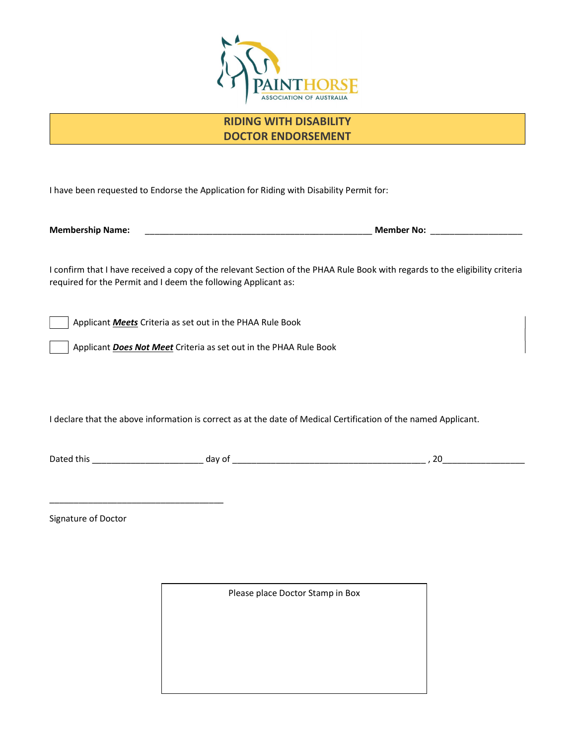# RIDING WITH DISABILITY
# DOCTOR ENDORSEMENT

I have been requested to Endorse the Application for Riding with Disability Permit for:

**Membership Name:** _______________________________________________ **Member No:** ___________________

I confirm that I have received a copy of the relevant Section of the PHAA Rule Book with regards to the eligibility criteria required for the Permit and I deem the following Applicant as:

☐ Applicant ***Meets*** Criteria as set out in the PHAA Rule Book

☐ Applicant ***Does Not Meet*** Criteria as set out in the PHAA Rule Book

I declare that the above information is correct as at the date of Medical Certification of the named Applicant.

Dated this ______________________ day of _______________________________________ , 20________________

____________________________________

Signature of Doctor

Please place Doctor Stamp in Box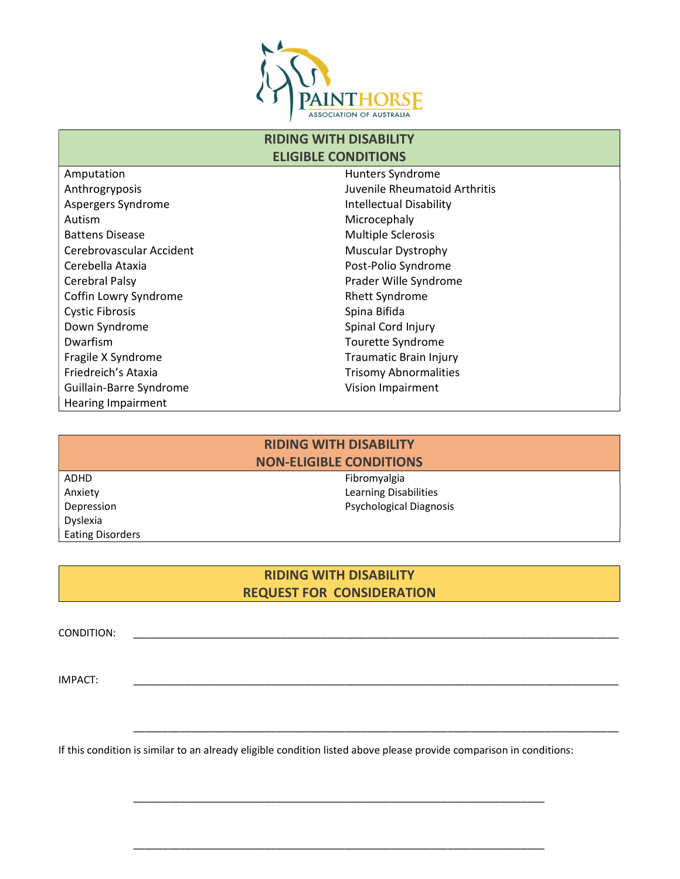PAINTHORSE ASSOCIATION OF AUSTRALIA

| RIDING WITH DISABILITY ELIGIBLE CONDITIONS | |
|---|---|
| Amputation | Hunters Syndrome |
| Anthrogryposis | Juvenile Rheumatoid Arthritis |
| Aspergers Syndrome | Intellectual Disability |
| Autism | Microcephaly |
| Battens Disease | Multiple Sclerosis |
| Cerebrovascular Accident | Muscular Dystrophy |
| Cerebella Ataxia | Post-Polio Syndrome |
| Cerebral Palsy | Prader Wille Syndrome |
| Coffin Lowry Syndrome | Rhett Syndrome |
| Cystic Fibrosis | Spina Bifida |
| Down Syndrome | Spinal Cord Injury |
| Dwarfism | Tourette Syndrome |
| Fragile X Syndrome | Traumatic Brain Injury |
| Friedreich's Ataxia | Trisomy Abnormalities |
| Guillain-Barre Syndrome | Vision Impairment |
| Hearing Impairment | |

| RIDING WITH DISABILITY NON-ELIGIBLE CONDITIONS | |
|---|---|
| ADHD | Fibromyalgia |
| Anxiety | Learning Disabilities |
| Depression | Psychological Diagnosis |
| Dyslexia | |
| Eating Disorders | |

## RIDING WITH DISABILITY REQUEST FOR CONSIDERATION

CONDITION: ______________________________________________________________________________

IMPACT: ______________________________________________________________________________

______________________________________________________________________________

If this condition is similar to an already eligible condition listed above please provide comparison in conditions:

________________________________________________________________________

________________________________________________________________________